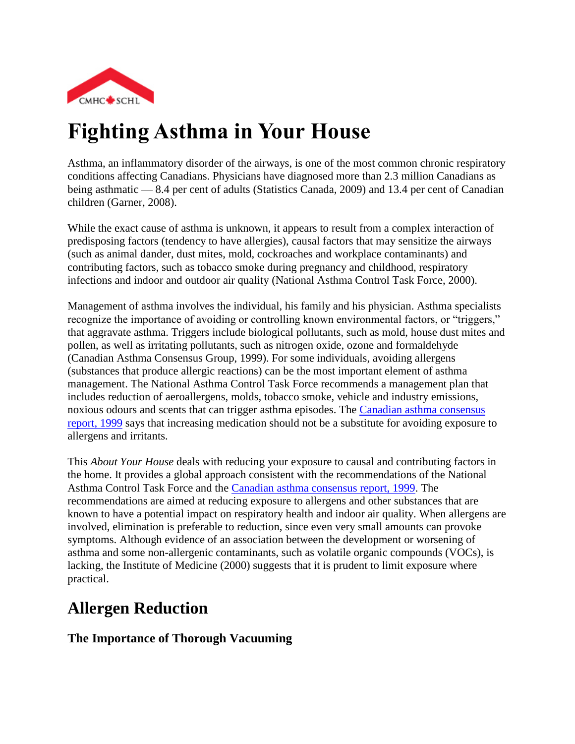# Fighting Asthma in Your House

Asthma, an inflammatory disorder of the airways, is one of the most common chronic respiratory conditions affecting Canadians. Physicians have diagnosed more than 2.3 million Canadians as being asthmatic — 8.4 per cent of adults (Statistics Canada, 2009) and 13.4 per cent of Canadian children (Garner, 2008).

While the exact cause of asthma is unknown, it appears to result from a complex interaction of predisposing factors (tendency to have allergies), causal factors that may sensitize the airways (such as animal dander, dust mites, mold, cockroaches and workplace contaminants) and contributing factors, such as tobacco smoke during pregnancy and childhood, respiratory infections and indoor and outdoor air quality (National Asthma Control Task Force, 2000).

Management of asthma involves the individual, his family and his physician. Asthma specialists recognize the importance of avoiding or controlling known environmental factors, or "triggers," that aggravate asthma. Triggers include biological pollutants, such as mold, house dust mites and pollen, as well as irritating pollutants, such as nitrogen oxide, ozone and formaldehyde (Canadian Asthma Consensus Group, 1999). For some individuals, avoiding allergens (substances that produce allergic reactions) can be the most important element of asthma management. The National Asthma Control Task Force recommends a management plan that includes reduction of aeroallergens, molds, tobacco smoke, vehicle and industry emissions, noxious odours and scents that can trigger asthma episodes. The Canadian asthma consensus report, 1999 says that increasing medication should not be a substitute for avoiding exposure to allergens and irritants.

This *About Your House* deals with reducing your exposure to causal and contributing factors in the home. It provides a global approach consistent with the recommendations of the National Asthma Control Task Force and the Canadian asthma consensus report, 1999. The recommendations are aimed at reducing exposure to allergens and other substances that are known to have a potential impact on respiratory health and indoor air quality. When allergens are involved, elimination is preferable to reduction, since even very small amounts can provoke symptoms. Although evidence of an association between the development or worsening of asthma and some non-allergenic contaminants, such as volatile organic compounds (VOCs), is lacking, the Institute of Medicine (2000) suggests that it is prudent to limit exposure where practical.

## Allergen Reduction

### The Importance of Thorough Vacuuming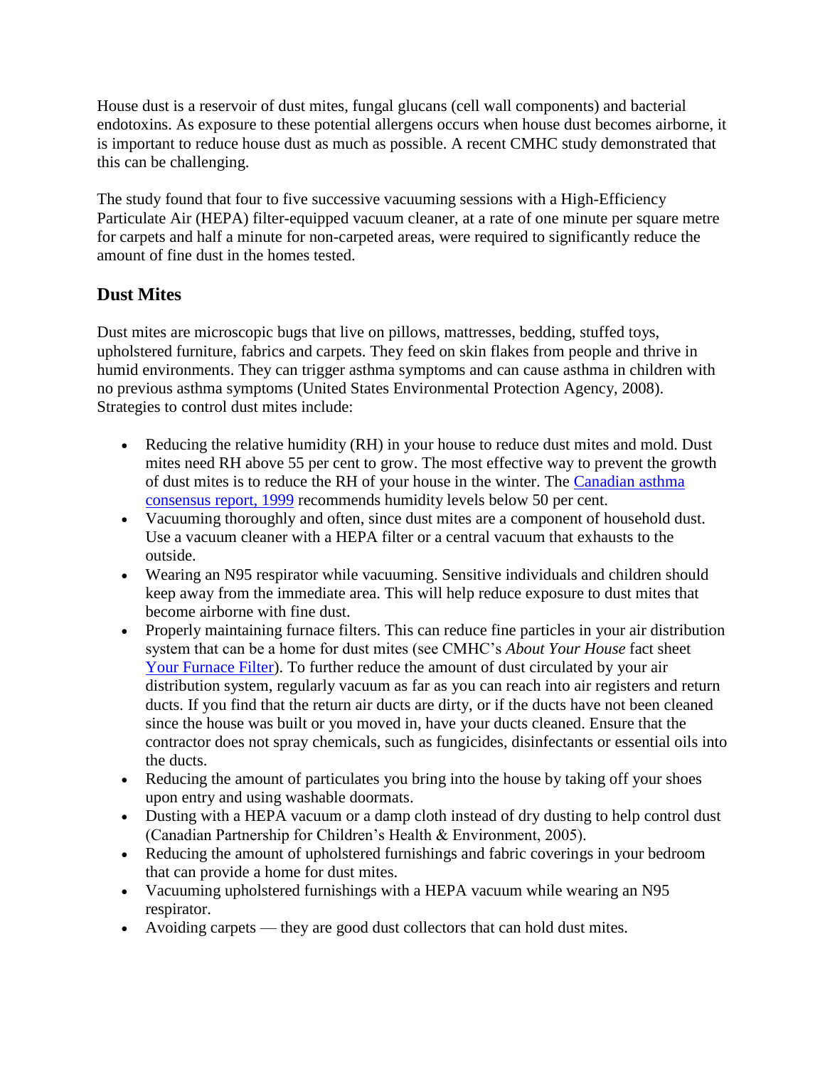House dust is a reservoir of dust mites, fungal glucans (cell wall components) and bacterial endotoxins. As exposure to these potential allergens occurs when house dust becomes airborne, it is important to reduce house dust as much as possible. A recent CMHC study demonstrated that this can be challenging.

The study found that four to five successive vacuuming sessions with a High-Efficiency Particulate Air (HEPA) filter-equipped vacuum cleaner, at a rate of one minute per square metre for carpets and half a minute for non-carpeted areas, were required to significantly reduce the amount of fine dust in the homes tested.

## Dust Mites

Dust mites are microscopic bugs that live on pillows, mattresses, bedding, stuffed toys, upholstered furniture, fabrics and carpets. They feed on skin flakes from people and thrive in humid environments. They can trigger asthma symptoms and can cause asthma in children with no previous asthma symptoms (United States Environmental Protection Agency, 2008). Strategies to control dust mites include:

- Reducing the relative humidity (RH) in your house to reduce dust mites and mold. Dust mites need RH above 55 per cent to grow. The most effective way to prevent the growth of dust mites is to reduce the RH of your house in the winter. The [Canadian asthma consensus report, 1999](#) recommends humidity levels below 50 per cent.
- Vacuuming thoroughly and often, since dust mites are a component of household dust. Use a vacuum cleaner with a HEPA filter or a central vacuum that exhausts to the outside.
- Wearing an N95 respirator while vacuuming. Sensitive individuals and children should keep away from the immediate area. This will help reduce exposure to dust mites that become airborne with fine dust.
- Properly maintaining furnace filters. This can reduce fine particles in your air distribution system that can be a home for dust mites (see CMHC's *About Your House* fact sheet [Your Furnace Filter](#)). To further reduce the amount of dust circulated by your air distribution system, regularly vacuum as far as you can reach into air registers and return ducts. If you find that the return air ducts are dirty, or if the ducts have not been cleaned since the house was built or you moved in, have your ducts cleaned. Ensure that the contractor does not spray chemicals, such as fungicides, disinfectants or essential oils into the ducts.
- Reducing the amount of particulates you bring into the house by taking off your shoes upon entry and using washable doormats.
- Dusting with a HEPA vacuum or a damp cloth instead of dry dusting to help control dust (Canadian Partnership for Children's Health & Environment, 2005).
- Reducing the amount of upholstered furnishings and fabric coverings in your bedroom that can provide a home for dust mites.
- Vacuuming upholstered furnishings with a HEPA vacuum while wearing an N95 respirator.
- Avoiding carpets — they are good dust collectors that can hold dust mites.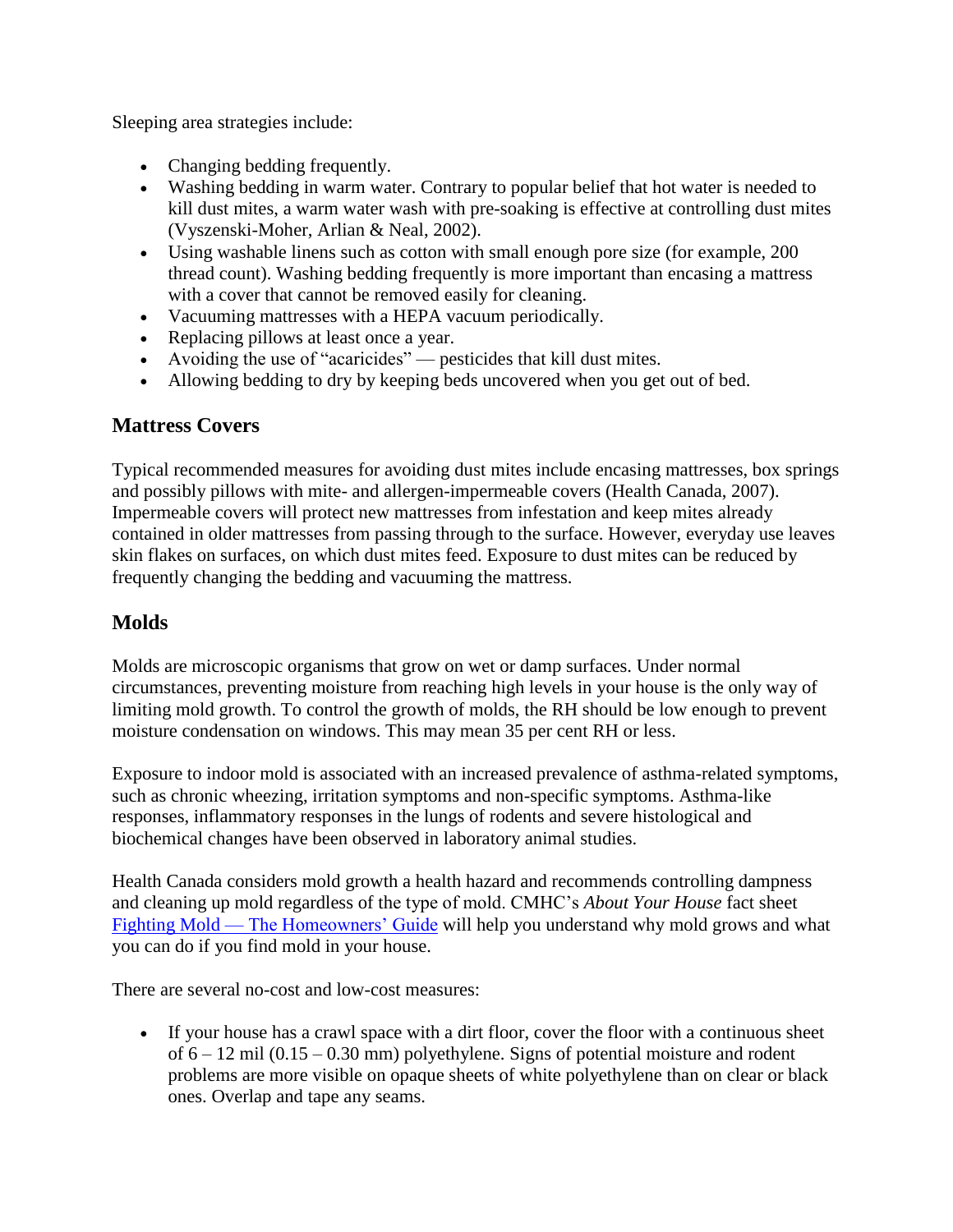Sleeping area strategies include:

- Changing bedding frequently.
- Washing bedding in warm water. Contrary to popular belief that hot water is needed to kill dust mites, a warm water wash with pre-soaking is effective at controlling dust mites (Vyszenski-Moher, Arlian & Neal, 2002).
- Using washable linens such as cotton with small enough pore size (for example, 200 thread count). Washing bedding frequently is more important than encasing a mattress with a cover that cannot be removed easily for cleaning.
- Vacuuming mattresses with a HEPA vacuum periodically.
- Replacing pillows at least once a year.
- Avoiding the use of "acaricides" — pesticides that kill dust mites.
- Allowing bedding to dry by keeping beds uncovered when you get out of bed.

## Mattress Covers

Typical recommended measures for avoiding dust mites include encasing mattresses, box springs and possibly pillows with mite- and allergen-impermeable covers (Health Canada, 2007). Impermeable covers will protect new mattresses from infestation and keep mites already contained in older mattresses from passing through to the surface. However, everyday use leaves skin flakes on surfaces, on which dust mites feed. Exposure to dust mites can be reduced by frequently changing the bedding and vacuuming the mattress.

## Molds

Molds are microscopic organisms that grow on wet or damp surfaces. Under normal circumstances, preventing moisture from reaching high levels in your house is the only way of limiting mold growth. To control the growth of molds, the RH should be low enough to prevent moisture condensation on windows. This may mean 35 per cent RH or less.

Exposure to indoor mold is associated with an increased prevalence of asthma-related symptoms, such as chronic wheezing, irritation symptoms and non-specific symptoms. Asthma-like responses, inflammatory responses in the lungs of rodents and severe histological and biochemical changes have been observed in laboratory animal studies.

Health Canada considers mold growth a health hazard and recommends controlling dampness and cleaning up mold regardless of the type of mold. CMHC's *About Your House* fact sheet Fighting Mold — The Homeowners' Guide will help you understand why mold grows and what you can do if you find mold in your house.

There are several no-cost and low-cost measures:

- If your house has a crawl space with a dirt floor, cover the floor with a continuous sheet of 6 – 12 mil (0.15 – 0.30 mm) polyethylene. Signs of potential moisture and rodent problems are more visible on opaque sheets of white polyethylene than on clear or black ones. Overlap and tape any seams.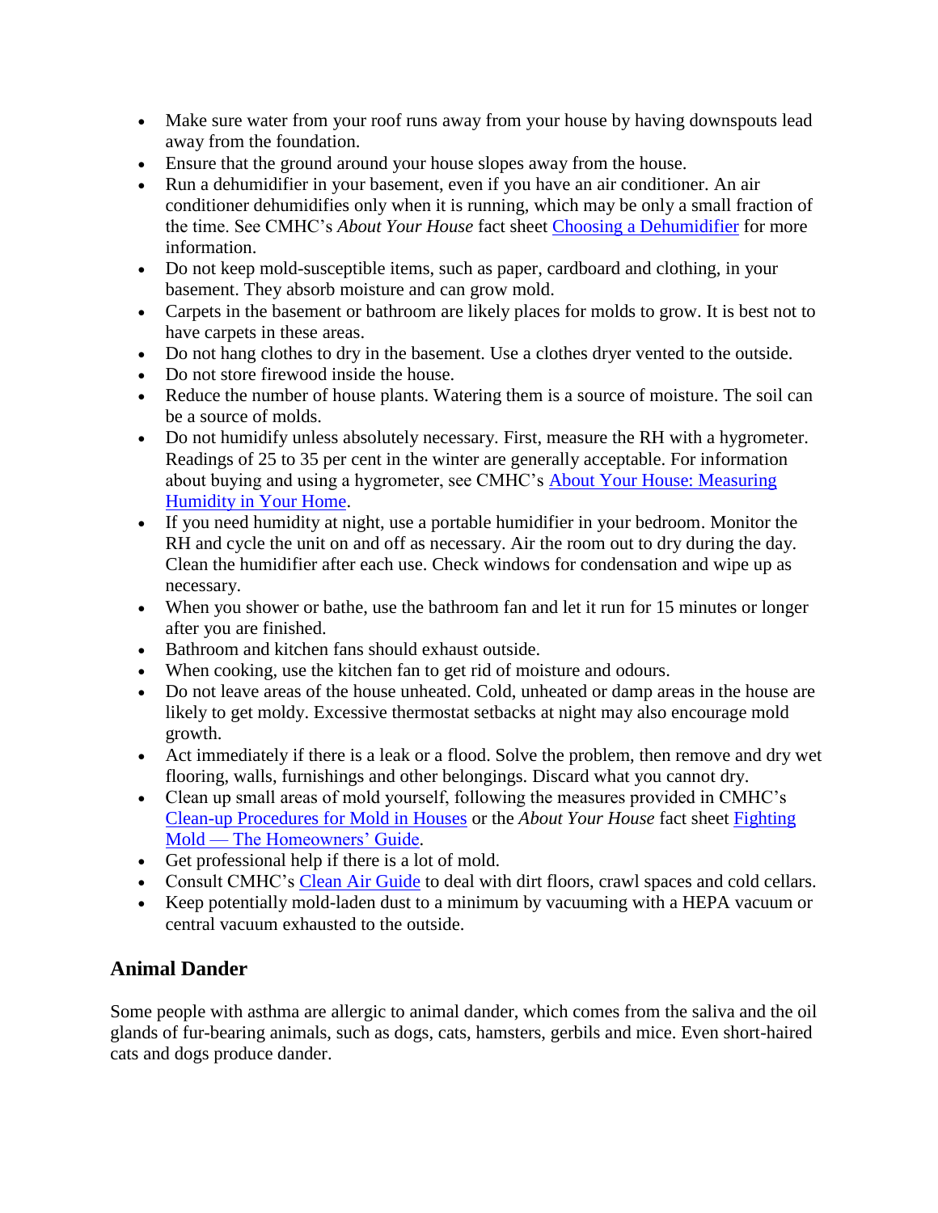- Make sure water from your roof runs away from your house by having downspouts lead away from the foundation.
- Ensure that the ground around your house slopes away from the house.
- Run a dehumidifier in your basement, even if you have an air conditioner. An air conditioner dehumidifies only when it is running, which may be only a small fraction of the time. See CMHC's *About Your House* fact sheet [Choosing a Dehumidifier]() for more information.
- Do not keep mold-susceptible items, such as paper, cardboard and clothing, in your basement. They absorb moisture and can grow mold.
- Carpets in the basement or bathroom are likely places for molds to grow. It is best not to have carpets in these areas.
- Do not hang clothes to dry in the basement. Use a clothes dryer vented to the outside.
- Do not store firewood inside the house.
- Reduce the number of house plants. Watering them is a source of moisture. The soil can be a source of molds.
- Do not humidify unless absolutely necessary. First, measure the RH with a hygrometer. Readings of 25 to 35 per cent in the winter are generally acceptable. For information about buying and using a hygrometer, see CMHC's [About Your House: Measuring Humidity in Your Home]().
- If you need humidity at night, use a portable humidifier in your bedroom. Monitor the RH and cycle the unit on and off as necessary. Air the room out to dry during the day. Clean the humidifier after each use. Check windows for condensation and wipe up as necessary.
- When you shower or bathe, use the bathroom fan and let it run for 15 minutes or longer after you are finished.
- Bathroom and kitchen fans should exhaust outside.
- When cooking, use the kitchen fan to get rid of moisture and odours.
- Do not leave areas of the house unheated. Cold, unheated or damp areas in the house are likely to get moldy. Excessive thermostat setbacks at night may also encourage mold growth.
- Act immediately if there is a leak or a flood. Solve the problem, then remove and dry wet flooring, walls, furnishings and other belongings. Discard what you cannot dry.
- Clean up small areas of mold yourself, following the measures provided in CMHC's [Clean-up Procedures for Mold in Houses]() or the *About Your House* fact sheet [Fighting Mold — The Homeowners' Guide]().
- Get professional help if there is a lot of mold.
- Consult CMHC's [Clean Air Guide]() to deal with dirt floors, crawl spaces and cold cellars.
- Keep potentially mold-laden dust to a minimum by vacuuming with a HEPA vacuum or central vacuum exhausted to the outside.

## Animal Dander

Some people with asthma are allergic to animal dander, which comes from the saliva and the oil glands of fur-bearing animals, such as dogs, cats, hamsters, gerbils and mice. Even short-haired cats and dogs produce dander.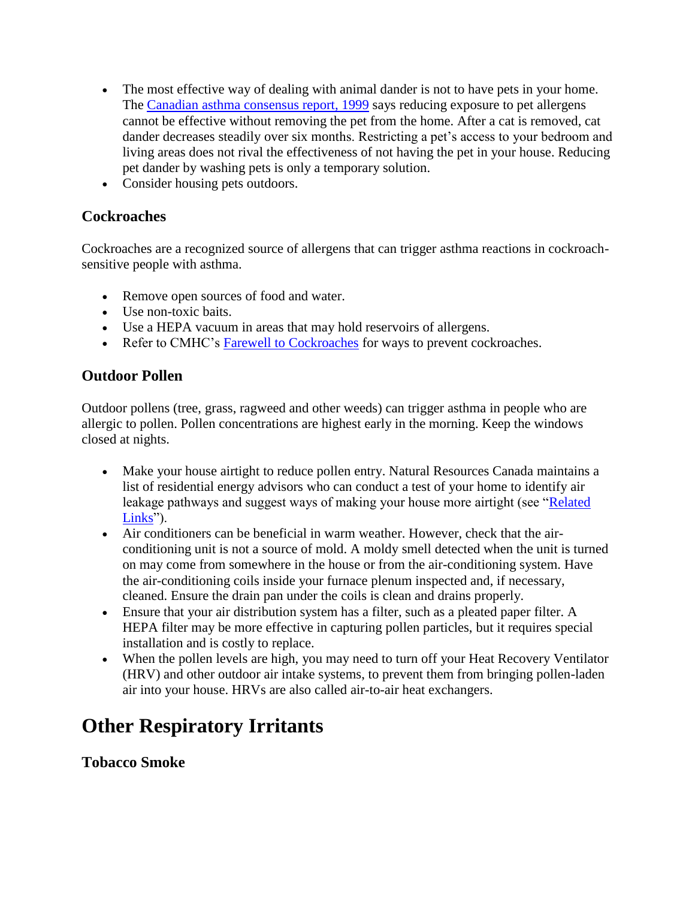- The most effective way of dealing with animal dander is not to have pets in your home. The Canadian asthma consensus report, 1999 says reducing exposure to pet allergens cannot be effective without removing the pet from the home. After a cat is removed, cat dander decreases steadily over six months. Restricting a pet's access to your bedroom and living areas does not rival the effectiveness of not having the pet in your house. Reducing pet dander by washing pets is only a temporary solution.
- Consider housing pets outdoors.

### Cockroaches

Cockroaches are a recognized source of allergens that can trigger asthma reactions in cockroach-sensitive people with asthma.

- Remove open sources of food and water.
- Use non-toxic baits.
- Use a HEPA vacuum in areas that may hold reservoirs of allergens.
- Refer to CMHC's Farewell to Cockroaches for ways to prevent cockroaches.

### Outdoor Pollen

Outdoor pollens (tree, grass, ragweed and other weeds) can trigger asthma in people who are allergic to pollen. Pollen concentrations are highest early in the morning. Keep the windows closed at nights.

- Make your house airtight to reduce pollen entry. Natural Resources Canada maintains a list of residential energy advisors who can conduct a test of your home to identify air leakage pathways and suggest ways of making your house more airtight (see "Related Links").
- Air conditioners can be beneficial in warm weather. However, check that the air-conditioning unit is not a source of mold. A moldy smell detected when the unit is turned on may come from somewhere in the house or from the air-conditioning system. Have the air-conditioning coils inside your furnace plenum inspected and, if necessary, cleaned. Ensure the drain pan under the coils is clean and drains properly.
- Ensure that your air distribution system has a filter, such as a pleated paper filter. A HEPA filter may be more effective in capturing pollen particles, but it requires special installation and is costly to replace.
- When the pollen levels are high, you may need to turn off your Heat Recovery Ventilator (HRV) and other outdoor air intake systems, to prevent them from bringing pollen-laden air into your house. HRVs are also called air-to-air heat exchangers.

## Other Respiratory Irritants

### Tobacco Smoke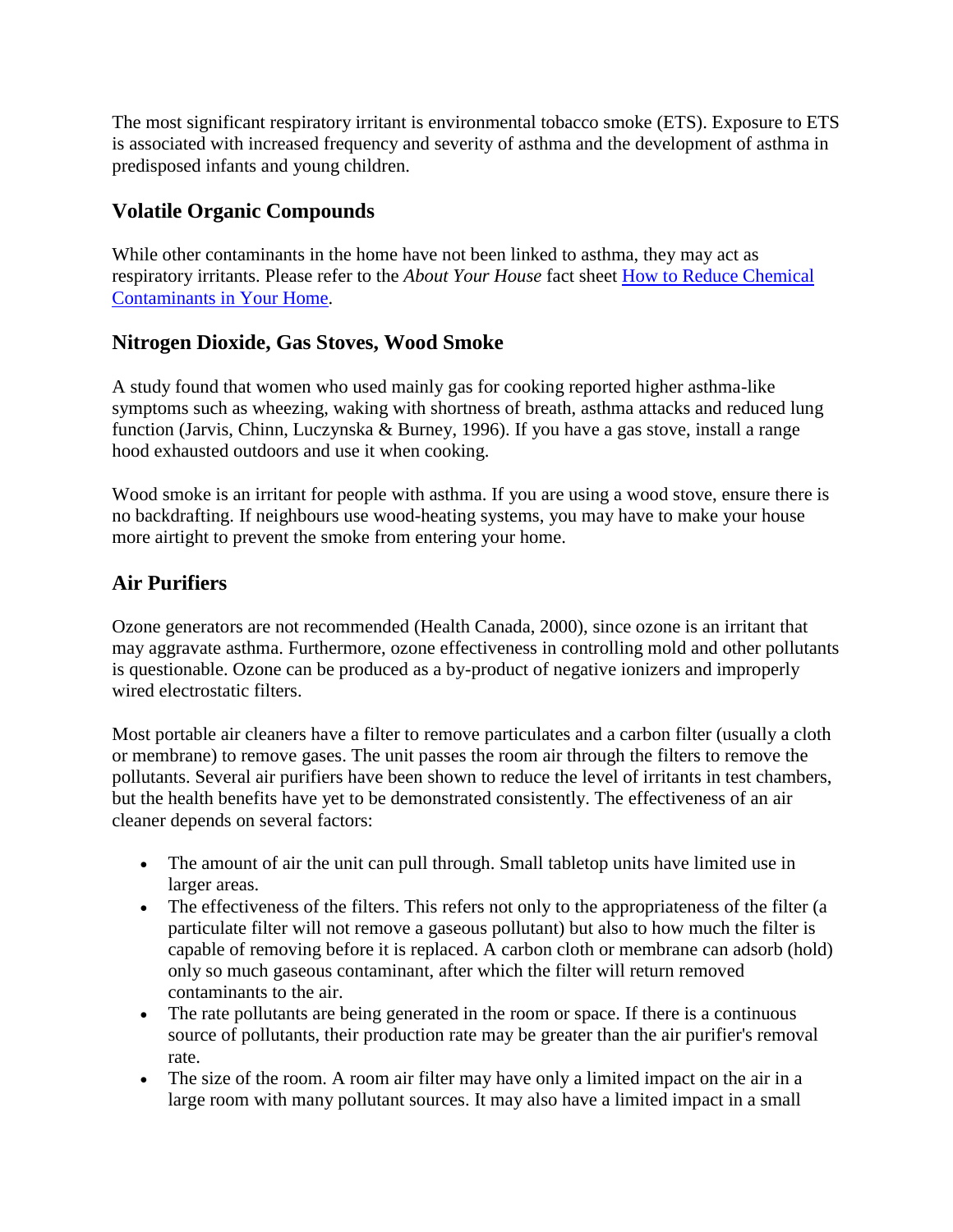The most significant respiratory irritant is environmental tobacco smoke (ETS). Exposure to ETS is associated with increased frequency and severity of asthma and the development of asthma in predisposed infants and young children.

### Volatile Organic Compounds

While other contaminants in the home have not been linked to asthma, they may act as respiratory irritants. Please refer to the *About Your House* fact sheet [How to Reduce Chemical Contaminants in Your Home](#).

### Nitrogen Dioxide, Gas Stoves, Wood Smoke

A study found that women who used mainly gas for cooking reported higher asthma-like symptoms such as wheezing, waking with shortness of breath, asthma attacks and reduced lung function (Jarvis, Chinn, Luczynska & Burney, 1996). If you have a gas stove, install a range hood exhausted outdoors and use it when cooking.

Wood smoke is an irritant for people with asthma. If you are using a wood stove, ensure there is no backdrafting. If neighbours use wood-heating systems, you may have to make your house more airtight to prevent the smoke from entering your home.

### Air Purifiers

Ozone generators are not recommended (Health Canada, 2000), since ozone is an irritant that may aggravate asthma. Furthermore, ozone effectiveness in controlling mold and other pollutants is questionable. Ozone can be produced as a by-product of negative ionizers and improperly wired electrostatic filters.

Most portable air cleaners have a filter to remove particulates and a carbon filter (usually a cloth or membrane) to remove gases. The unit passes the room air through the filters to remove the pollutants. Several air purifiers have been shown to reduce the level of irritants in test chambers, but the health benefits have yet to be demonstrated consistently. The effectiveness of an air cleaner depends on several factors:

- The amount of air the unit can pull through. Small tabletop units have limited use in larger areas.
- The effectiveness of the filters. This refers not only to the appropriateness of the filter (a particulate filter will not remove a gaseous pollutant) but also to how much the filter is capable of removing before it is replaced. A carbon cloth or membrane can adsorb (hold) only so much gaseous contaminant, after which the filter will return removed contaminants to the air.
- The rate pollutants are being generated in the room or space. If there is a continuous source of pollutants, their production rate may be greater than the air purifier's removal rate.
- The size of the room. A room air filter may have only a limited impact on the air in a large room with many pollutant sources. It may also have a limited impact in a small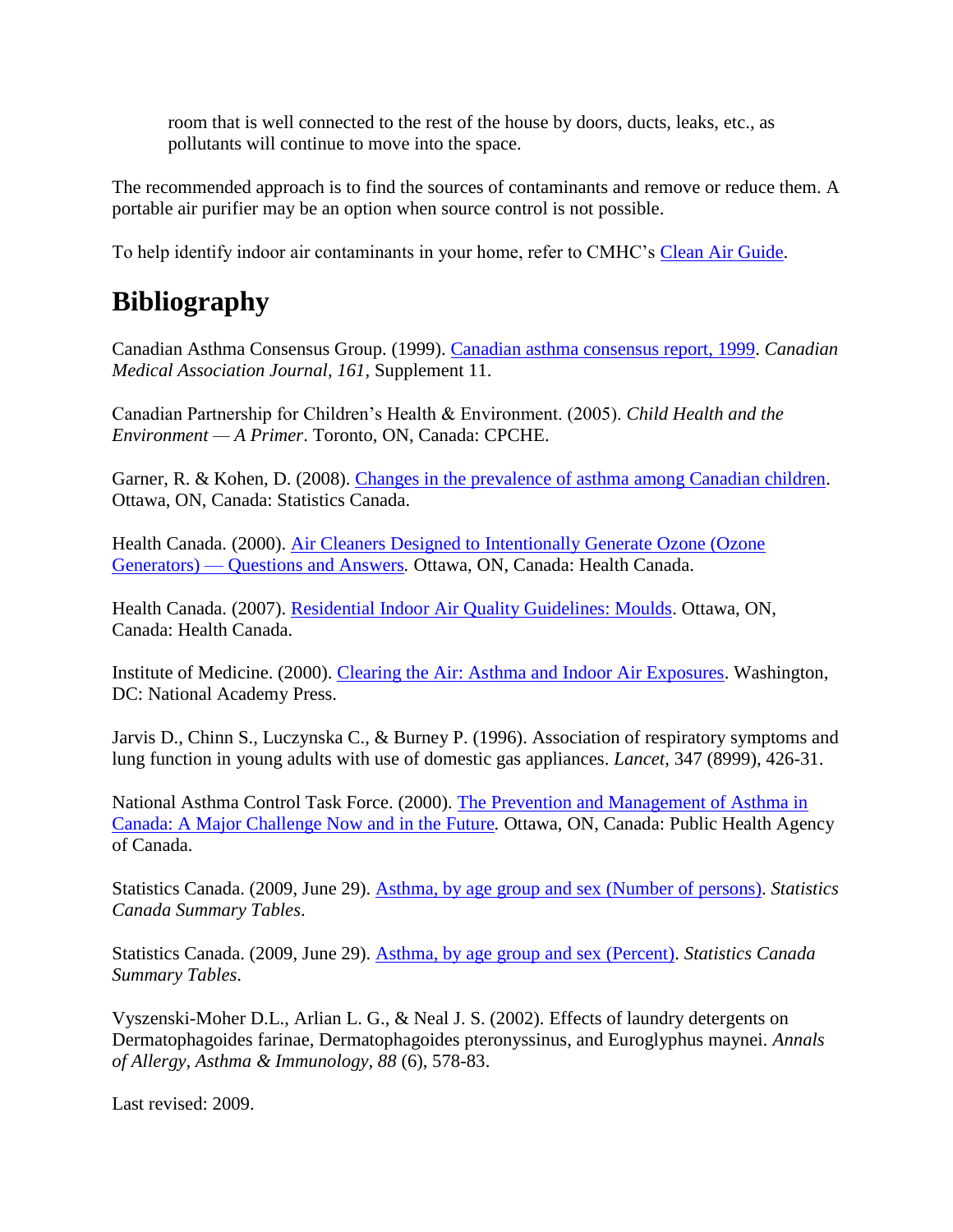room that is well connected to the rest of the house by doors, ducts, leaks, etc., as pollutants will continue to move into the space.

The recommended approach is to find the sources of contaminants and remove or reduce them. A portable air purifier may be an option when source control is not possible.

To help identify indoor air contaminants in your home, refer to CMHC's Clean Air Guide.

# Bibliography

Canadian Asthma Consensus Group. (1999). Canadian asthma consensus report, 1999. *Canadian Medical Association Journal, 161*, Supplement 11.

Canadian Partnership for Children's Health & Environment. (2005). *Child Health and the Environment — A Primer*. Toronto, ON, Canada: CPCHE.

Garner, R. & Kohen, D. (2008). Changes in the prevalence of asthma among Canadian children. Ottawa, ON, Canada: Statistics Canada.

Health Canada. (2000). Air Cleaners Designed to Intentionally Generate Ozone (Ozone Generators) — Questions and Answers. Ottawa, ON, Canada: Health Canada.

Health Canada. (2007). Residential Indoor Air Quality Guidelines: Moulds. Ottawa, ON, Canada: Health Canada.

Institute of Medicine. (2000). Clearing the Air: Asthma and Indoor Air Exposures. Washington, DC: National Academy Press.

Jarvis D., Chinn S., Luczynska C., & Burney P. (1996). Association of respiratory symptoms and lung function in young adults with use of domestic gas appliances. *Lancet*, 347 (8999), 426-31.

National Asthma Control Task Force. (2000). The Prevention and Management of Asthma in Canada: A Major Challenge Now and in the Future. Ottawa, ON, Canada: Public Health Agency of Canada.

Statistics Canada. (2009, June 29). Asthma, by age group and sex (Number of persons). *Statistics Canada Summary Tables*.

Statistics Canada. (2009, June 29). Asthma, by age group and sex (Percent). *Statistics Canada Summary Tables*.

Vyszenski-Moher D.L., Arlian L. G., & Neal J. S. (2002). Effects of laundry detergents on Dermatophagoides farinae, Dermatophagoides pteronyssinus, and Euroglyphus maynei. *Annals of Allergy, Asthma & Immunology, 88* (6), 578-83.

Last revised: 2009.